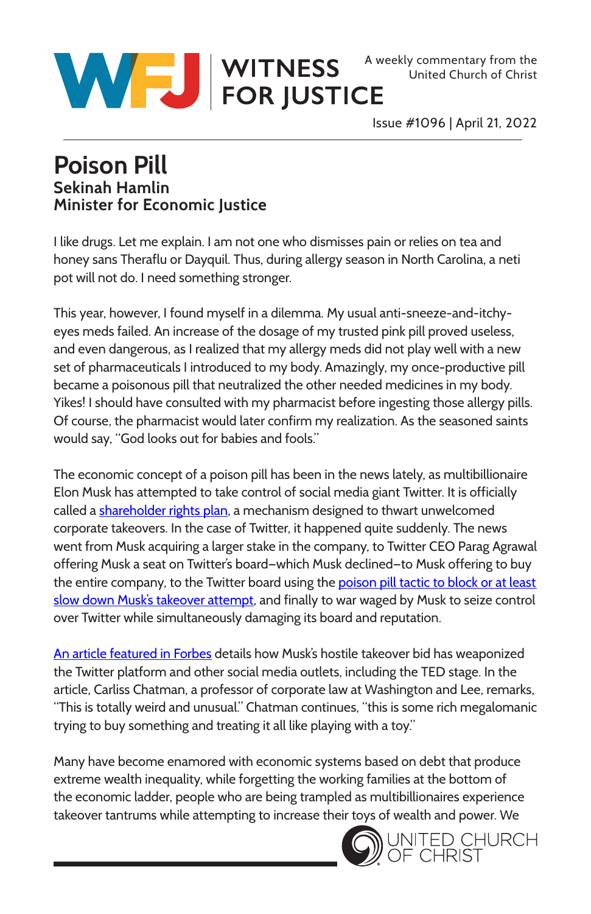# WITNESS FOR JUSTICE

A weekly commentary from the United Church of Christ

Issue #1096 | April 21, 2022

## Poison Pill

**Sekinah Hamlin**
**Minister for Economic Justice**

I like drugs. Let me explain. I am not one who dismisses pain or relies on tea and honey sans Theraflu or Dayquil. Thus, during allergy season in North Carolina, a neti pot will not do. I need something stronger.

This year, however, I found myself in a dilemma. My usual anti-sneeze-and-itchy-eyes meds failed. An increase of the dosage of my trusted pink pill proved useless, and even dangerous, as I realized that my allergy meds did not play well with a new set of pharmaceuticals I introduced to my body. Amazingly, my once-productive pill became a poisonous pill that neutralized the other needed medicines in my body. Yikes! I should have consulted with my pharmacist before ingesting those allergy pills. Of course, the pharmacist would later confirm my realization. As the seasoned saints would say, "God looks out for babies and fools."

The economic concept of a poison pill has been in the news lately, as multibillionaire Elon Musk has attempted to take control of social media giant Twitter. It is officially called a shareholder rights plan, a mechanism designed to thwart unwelcomed corporate takeovers. In the case of Twitter, it happened quite suddenly. The news went from Musk acquiring a larger stake in the company, to Twitter CEO Parag Agrawal offering Musk a seat on Twitter's board–which Musk declined–to Musk offering to buy the entire company, to the Twitter board using the poison pill tactic to block or at least slow down Musk's takeover attempt, and finally to war waged by Musk to seize control over Twitter while simultaneously damaging its board and reputation.

An article featured in Forbes details how Musk's hostile takeover bid has weaponized the Twitter platform and other social media outlets, including the TED stage. In the article, Carliss Chatman, a professor of corporate law at Washington and Lee, remarks, "This is totally weird and unusual." Chatman continues, "this is some rich megalomanic trying to buy something and treating it all like playing with a toy."

Many have become enamored with economic systems based on debt that produce extreme wealth inequality, while forgetting the working families at the bottom of the economic ladder, people who are being trampled as multibillionaires experience takeover tantrums while attempting to increase their toys of wealth and power. We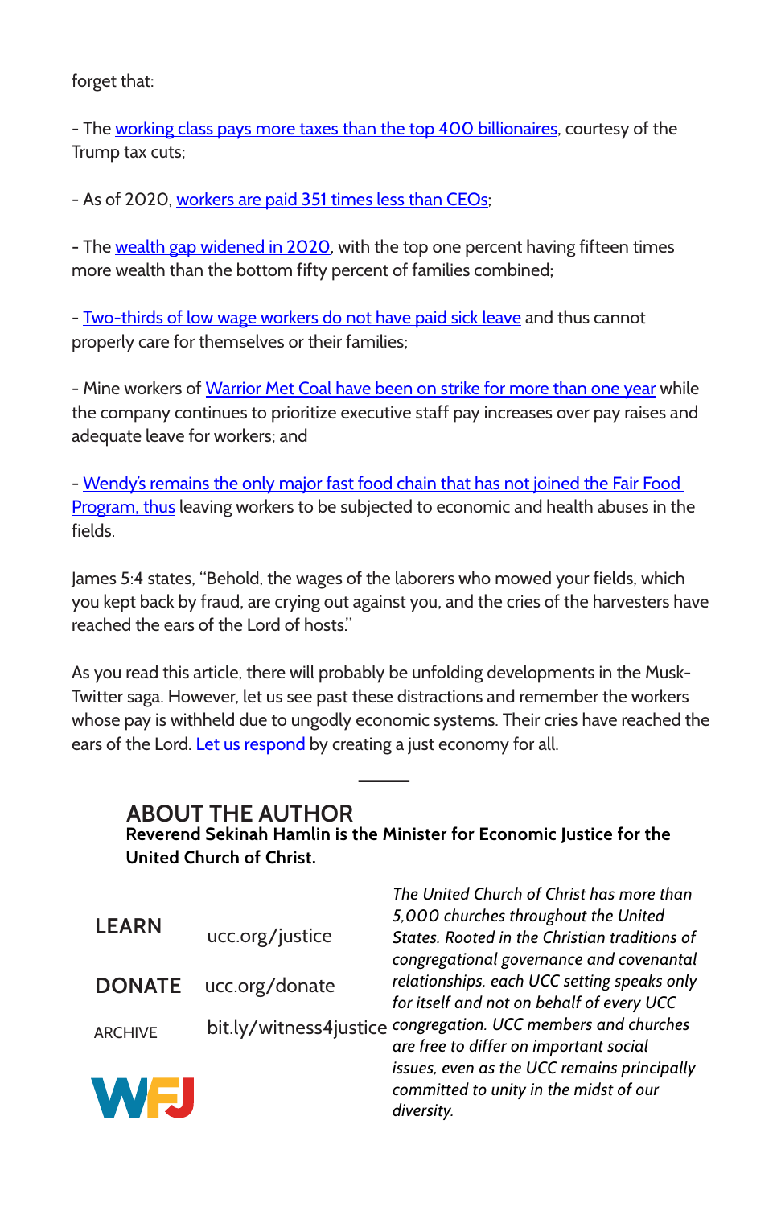forget that:

- The working class pays more taxes than the top 400 billionaires, courtesy of the Trump tax cuts;

- As of 2020, workers are paid 351 times less than CEOs;

- The wealth gap widened in 2020, with the top one percent having fifteen times more wealth than the bottom fifty percent of families combined;

- Two-thirds of low wage workers do not have paid sick leave and thus cannot properly care for themselves or their families;

- Mine workers of Warrior Met Coal have been on strike for more than one year while the company continues to prioritize executive staff pay increases over pay raises and adequate leave for workers; and

- Wendy's remains the only major fast food chain that has not joined the Fair Food Program, thus leaving workers to be subjected to economic and health abuses in the fields.

James 5:4 states, "Behold, the wages of the laborers who mowed your fields, which you kept back by fraud, are crying out against you, and the cries of the harvesters have reached the ears of the Lord of hosts."

As you read this article, there will probably be unfolding developments in the Musk-Twitter saga. However, let us see past these distractions and remember the workers whose pay is withheld due to ungodly economic systems. Their cries have reached the ears of the Lord. Let us respond by creating a just economy for all.

## ABOUT THE AUTHOR

**Reverend Sekinah Hamlin is the Minister for Economic Justice for the United Church of Christ.**

**LEARN** ucc.org/justice

**DONATE** ucc.org/donate

ARCHIVE bit.ly/witness4justice

WFJ

*The United Church of Christ has more than 5,000 churches throughout the United States. Rooted in the Christian traditions of congregational governance and covenantal relationships, each UCC setting speaks only for itself and not on behalf of every UCC congregation. UCC members and churches are free to differ on important social issues, even as the UCC remains principally committed to unity in the midst of our diversity.*